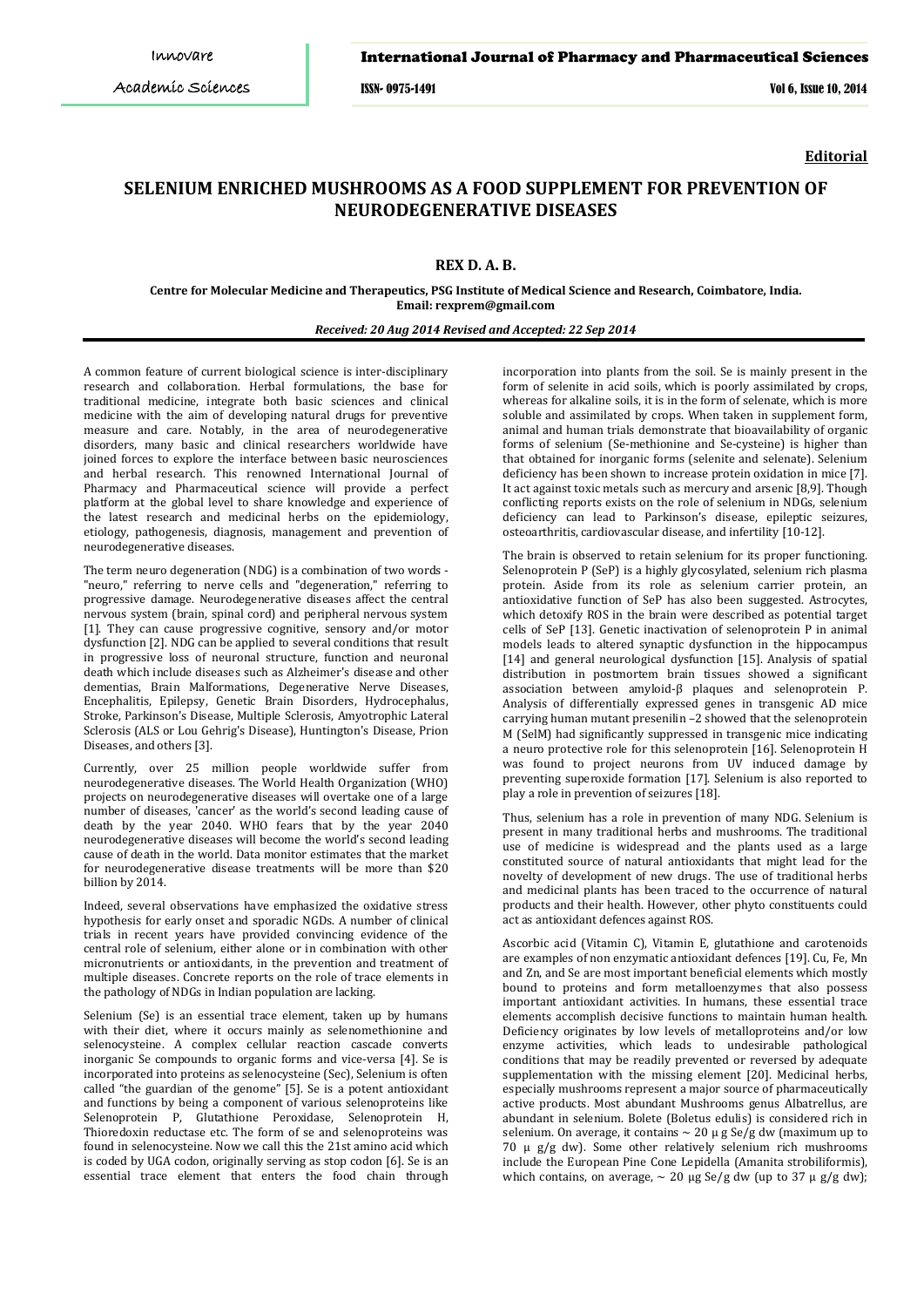**Editorial**

# SELENIUM ENRICHED MUSHROOMS AS A FOOD SUPPLEMENT FOR PREVENTION OF NEURODEGENERATIVE DISEASES

**REX D. A. B.**

**Centre for Molecular Medicine and Therapeutics, PSG Institute of Medical Science and Research, Coimbatore, India. Email: rexprem@gmail.com**

***Received: 20 Aug 2014 Revised and Accepted: 22 Sep 2014***

A common feature of current biological science is inter-disciplinary research and collaboration. Herbal formulations, the base for traditional medicine, integrate both basic sciences and clinical medicine with the aim of developing natural drugs for preventive measure and care. Notably, in the area of neurodegenerative disorders, many basic and clinical researchers worldwide have joined forces to explore the interface between basic neurosciences and herbal research. This renowned International Journal of Pharmacy and Pharmaceutical science will provide a perfect platform at the global level to share knowledge and experience of the latest research and medicinal herbs on the epidemiology, etiology, pathogenesis, diagnosis, management and prevention of neurodegenerative diseases.

The term neuro degeneration (NDG) is a combination of two words - "neuro," referring to nerve cells and "degeneration," referring to progressive damage. Neurodegenerative diseases affect the central nervous system (brain, spinal cord) and peripheral nervous system [1]. They can cause progressive cognitive, sensory and/or motor dysfunction [2]. NDG can be applied to several conditions that result in progressive loss of neuronal structure, function and neuronal death which include diseases such as Alzheimer's disease and other dementias, Brain Malformations, Degenerative Nerve Diseases, Encephalitis, Epilepsy, Genetic Brain Disorders, Hydrocephalus, Stroke, Parkinson's Disease, Multiple Sclerosis, Amyotrophic Lateral Sclerosis (ALS or Lou Gehrig's Disease), Huntington's Disease, Prion Diseases, and others [3].

Currently, over 25 million people worldwide suffer from neurodegenerative diseases. The World Health Organization (WHO) projects on neurodegenerative diseases will overtake one of a large number of diseases, 'cancer' as the world's second leading cause of death by the year 2040. WHO fears that by the year 2040 neurodegenerative diseases will become the world's second leading cause of death in the world. Data monitor estimates that the market for neurodegenerative disease treatments will be more than $20 billion by 2014.

Indeed, several observations have emphasized the oxidative stress hypothesis for early onset and sporadic NGDs. A number of clinical trials in recent years have provided convincing evidence of the central role of selenium, either alone or in combination with other micronutrients or antioxidants, in the prevention and treatment of multiple diseases. Concrete reports on the role of trace elements in the pathology of NDGs in Indian population are lacking.

Selenium (Se) is an essential trace element, taken up by humans with their diet, where it occurs mainly as selenomethionine and selenocysteine. A complex cellular reaction cascade converts inorganic Se compounds to organic forms and vice-versa [4]. Se is incorporated into proteins as selenocysteine (Sec), Selenium is often called "the guardian of the genome" [5]. Se is a potent antioxidant and functions by being a component of various selenoproteins like Selenoprotein P, Glutathione Peroxidase, Selenoprotein H, Thioredoxin reductase etc. The form of se and selenoproteins was found in selenocysteine. Now we call this the 21st amino acid which is coded by UGA codon, originally serving as stop codon [6]. Se is an essential trace element that enters the food chain through incorporation into plants from the soil. Se is mainly present in the form of selenite in acid soils, which is poorly assimilated by crops, whereas for alkaline soils, it is in the form of selenate, which is more soluble and assimilated by crops. When taken in supplement form, animal and human trials demonstrate that bioavailability of organic forms of selenium (Se-methionine and Se-cysteine) is higher than that obtained for inorganic forms (selenite and selenate). Selenium deficiency has been shown to increase protein oxidation in mice [7]. It act against toxic metals such as mercury and arsenic [8,9]. Though conflicting reports exists on the role of selenium in NDGs, selenium deficiency can lead to Parkinson's disease, epileptic seizures, osteoarthritis, cardiovascular disease, and infertility [10-12].

The brain is observed to retain selenium for its proper functioning. Selenoprotein P (SeP) is a highly glycosylated, selenium rich plasma protein. Aside from its role as selenium carrier protein, an antioxidative function of SeP has also been suggested. Astrocytes, which detoxify ROS in the brain were described as potential target cells of SeP [13]. Genetic inactivation of selenoprotein P in animal models leads to altered synaptic dysfunction in the hippocampus [14] and general neurological dysfunction [15]. Analysis of spatial distribution in postmortem brain tissues showed a significant association between amyloid-β plaques and selenoprotein P. Analysis of differentially expressed genes in transgenic AD mice carrying human mutant presenilin –2 showed that the selenoprotein M (SelM) had significantly suppressed in transgenic mice indicating a neuro protective role for this selenoprotein [16]. Selenoprotein H was found to project neurons from UV induced damage by preventing superoxide formation [17]. Selenium is also reported to play a role in prevention of seizures [18].

Thus, selenium has a role in prevention of many NDG. Selenium is present in many traditional herbs and mushrooms. The traditional use of medicine is widespread and the plants used as a large constituted source of natural antioxidants that might lead for the novelty of development of new drugs. The use of traditional herbs and medicinal plants has been traced to the occurrence of natural products and their health. However, other phyto constituents could act as antioxidant defences against ROS.

Ascorbic acid (Vitamin C), Vitamin E, glutathione and carotenoids are examples of non enzymatic antioxidant defences [19]. Cu, Fe, Mn and Zn, and Se are most important beneficial elements which mostly bound to proteins and form metalloenzymes that also possess important antioxidant activities. In humans, these essential trace elements accomplish decisive functions to maintain human health. Deficiency originates by low levels of metalloproteins and/or low enzyme activities, which leads to undesirable pathological conditions that may be readily prevented or reversed by adequate supplementation with the missing element [20]. Medicinal herbs, especially mushrooms represent a major source of pharmaceutically active products. Most abundant Mushrooms genus Albatrellus, are abundant in selenium. Bolete (Boletus edulis) is considered rich in selenium. On average, it contains ~ 20 μ g Se/g dw (maximum up to 70 μ g/g dw). Some other relatively selenium rich mushrooms include the European Pine Cone Lepidella (Amanita strobiliformis), which contains, on average, ~ 20 μg Se/g dw (up to 37 μ g/g dw);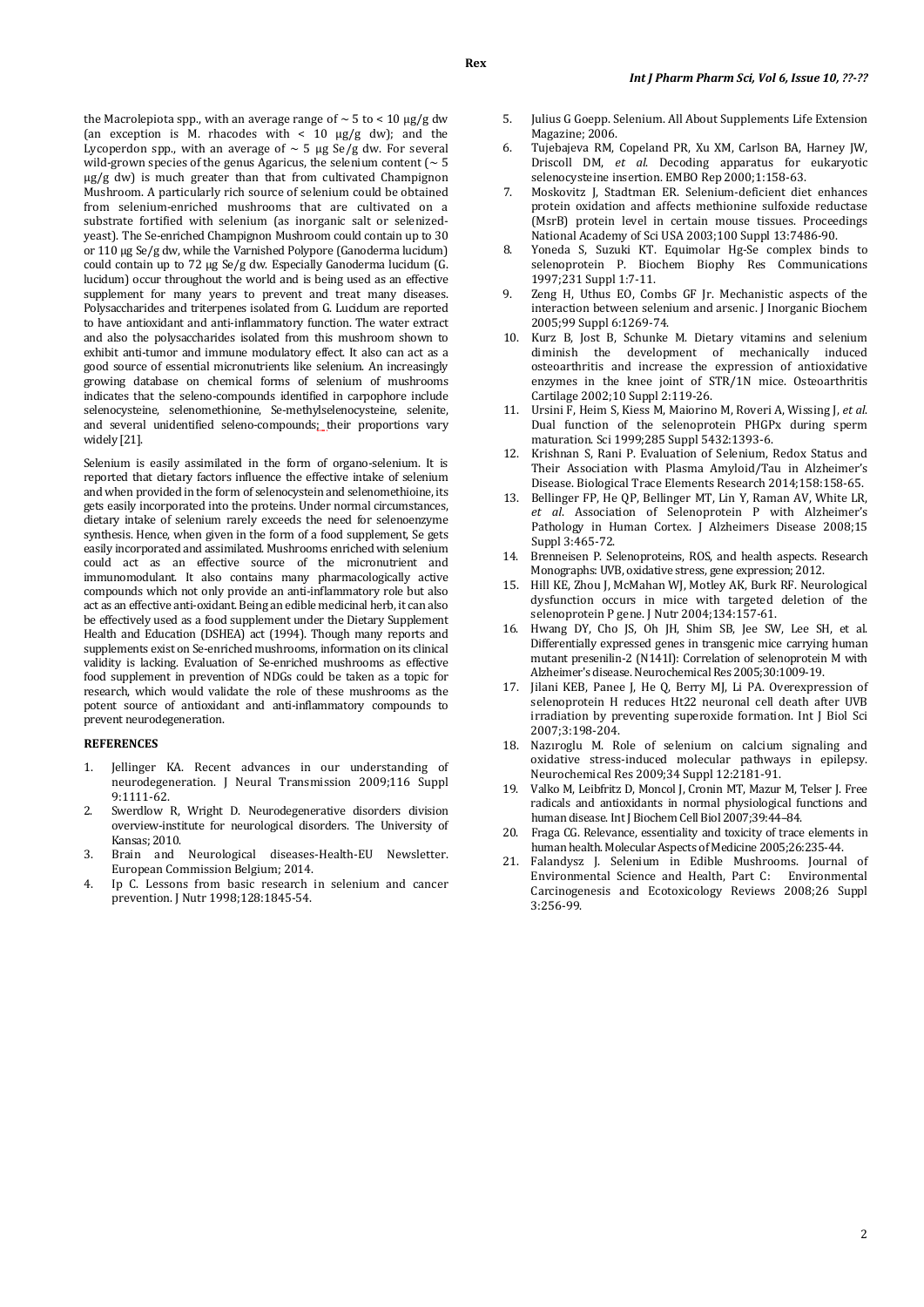the Macrolepiota spp., with an average range of ~ 5 to < 10 µg/g dw (an exception is M. rhacodes with < 10 µg/g dw); and the Lycoperdon spp., with an average of ~ 5 µg Se/g dw. For several wild-grown species of the genus Agaricus, the selenium content (~ 5 µg/g dw) is much greater than that from cultivated Champignon Mushroom. A particularly rich source of selenium could be obtained from selenium-enriched mushrooms that are cultivated on a substrate fortified with selenium (as inorganic salt or selenized-yeast). The Se-enriched Champignon Mushroom could contain up to 30 or 110 µg Se/g dw, while the Varnished Polypore (Ganoderma lucidum) could contain up to 72 µg Se/g dw. Especially Ganoderma lucidum (G. lucidum) occur throughout the world and is being used as an effective supplement for many years to prevent and treat many diseases. Polysaccharides and triterpenes isolated from G. Lucidum are reported to have antioxidant and anti-inflammatory function. The water extract and also the polysaccharides isolated from this mushroom shown to exhibit anti-tumor and immune modulatory effect. It also can act as a good source of essential micronutrients like selenium. An increasingly growing database on chemical forms of selenium of mushrooms indicates that the seleno-compounds identified in carpophore include selenocysteine, selenomethionine, Se-methylselenocysteine, selenite, and several unidentified seleno-compounds; their proportions vary widely [21].

Selenium is easily assimilated in the form of organo-selenium. It is reported that dietary factors influence the effective intake of selenium and when provided in the form of selenocystein and selenomethioine, its gets easily incorporated into the proteins. Under normal circumstances, dietary intake of selenium rarely exceeds the need for selenoenzyme synthesis. Hence, when given in the form of a food supplement, Se gets easily incorporated and assimilated. Mushrooms enriched with selenium could act as an effective source of the micronutrient and immunomodulant. It also contains many pharmacologically active compounds which not only provide an anti-inflammatory role but also act as an effective anti-oxidant. Being an edible medicinal herb, it can also be effectively used as a food supplement under the Dietary Supplement Health and Education (DSHEA) act (1994). Though many reports and supplements exist on Se-enriched mushrooms, information on its clinical validity is lacking. Evaluation of Se-enriched mushrooms as effective food supplement in prevention of NDGs could be taken as a topic for research, which would validate the role of these mushrooms as the potent source of antioxidant and anti-inflammatory compounds to prevent neurodegeneration.

## REFERENCES

1. Jellinger KA. Recent advances in our understanding of neurodegeneration. J Neural Transmission 2009;116 Suppl 9:1111-62.
2. Swerdlow R, Wright D. Neurodegenerative disorders division overview-institute for neurological disorders. The University of Kansas; 2010.
3. Brain and Neurological diseases-Health-EU Newsletter. European Commission Belgium; 2014.
4. Ip C. Lessons from basic research in selenium and cancer prevention. J Nutr 1998;128:1845-54.
5. Julius G Goepp. Selenium. All About Supplements Life Extension Magazine; 2006.
6. Tujebajeva RM, Copeland PR, Xu XM, Carlson BA, Harney JW, Driscoll DM, *et al*. Decoding apparatus for eukaryotic selenocysteine insertion. EMBO Rep 2000;1:158-63.
7. Moskovitz J, Stadtman ER. Selenium-deficient diet enhances protein oxidation and affects methionine sulfoxide reductase (MsrB) protein level in certain mouse tissues. Proceedings National Academy of Sci USA 2003;100 Suppl 13:7486-90.
8. Yoneda S, Suzuki KT. Equimolar Hg-Se complex binds to selenoprotein P. Biochem Biophy Res Communications 1997;231 Suppl 1:7-11.
9. Zeng H, Uthus EO, Combs GF Jr. Mechanistic aspects of the interaction between selenium and arsenic. J Inorganic Biochem 2005;99 Suppl 6:1269-74.
10. Kurz B, Jost B, Schunke M. Dietary vitamins and selenium diminish the development of mechanically induced osteoarthritis and increase the expression of antioxidative enzymes in the knee joint of STR/1N mice. Osteoarthritis Cartilage 2002;10 Suppl 2:119-26.
11. Ursini F, Heim S, Kiess M, Maiorino M, Roveri A, Wissing J, *et al*. Dual function of the selenoprotein PHGPx during sperm maturation. Sci 1999;285 Suppl 5432:1393-6.
12. Krishnan S, Rani P. Evaluation of Selenium, Redox Status and Their Association with Plasma Amyloid/Tau in Alzheimer's Disease. Biological Trace Elements Research 2014;158:158-65.
13. Bellinger FP, He QP, Bellinger MT, Lin Y, Raman AV, White LR, *et al*. Association of Selenoprotein P with Alzheimer's Pathology in Human Cortex. J Alzheimers Disease 2008;15 Suppl 3:465-72.
14. Brenneisen P. Selenoproteins, ROS, and health aspects. Research Monographs: UVB, oxidative stress, gene expression; 2012.
15. Hill KE, Zhou J, McMahan WJ, Motley AK, Burk RF. Neurological dysfunction occurs in mice with targeted deletion of the selenoprotein P gene. J Nutr 2004;134:157-61.
16. Hwang DY, Cho JS, Oh JH, Shim SB, Jee SW, Lee SH, et al. Differentially expressed genes in transgenic mice carrying human mutant presenilin-2 (N141I): Correlation of selenoprotein M with Alzheimer's disease. Neurochemical Res 2005;30:1009-19.
17. Jilani KEB, Panee J, He Q, Berry MJ, Li PA. Overexpression of selenoprotein H reduces Ht22 neuronal cell death after UVB irradiation by preventing superoxide formation. Int J Biol Sci 2007;3:198-204.
18. Nazıroglu M. Role of selenium on calcium signaling and oxidative stress-induced molecular pathways in epilepsy. Neurochemical Res 2009;34 Suppl 12:2181-91.
19. Valko M, Leibfritz D, Moncol J, Cronin MT, Mazur M, Telser J. Free radicals and antioxidants in normal physiological functions and human disease. Int J Biochem Cell Biol 2007;39:44–84.
20. Fraga CG. Relevance, essentiality and toxicity of trace elements in human health. Molecular Aspects of Medicine 2005;26:235-44.
21. Falandysz J. Selenium in Edible Mushrooms. Journal of Environmental Science and Health, Part C: Environmental Carcinogenesis and Ecotoxicology Reviews 2008;26 Suppl 3:256-99.